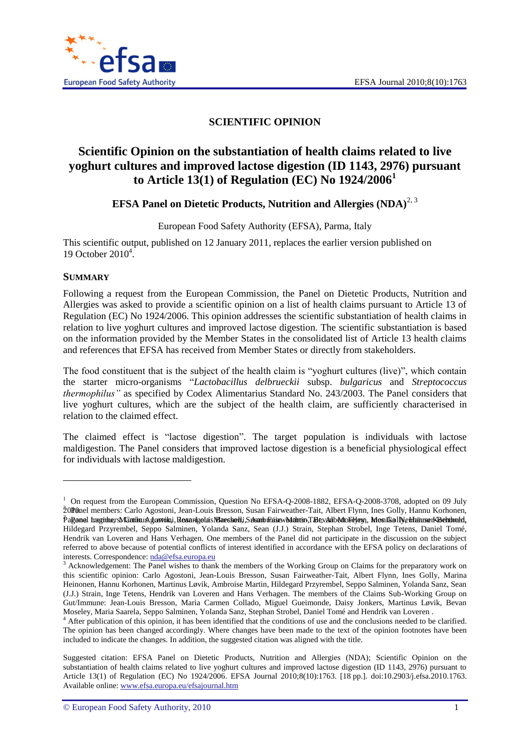# SCIENTIFIC OPINION

## Scientific Opinion on the substantiation of health claims related to live yoghurt cultures and improved lactose digestion (ID 1143, 2976) pursuant to Article 13(1) of Regulation (EC) No 1924/2006[1]

**EFSA Panel on Dietetic Products, Nutrition and Allergies (NDA)**[2, 3]

European Food Safety Authority (EFSA), Parma, Italy

This scientific output, published on 12 January 2011, replaces the earlier version published on 19 October 2010[4].

### SUMMARY

Following a request from the European Commission, the Panel on Dietetic Products, Nutrition and Allergies was asked to provide a scientific opinion on a list of health claims pursuant to Article 13 of Regulation (EC) No 1924/2006. This opinion addresses the scientific substantiation of health claims in relation to live yoghurt cultures and improved lactose digestion. The scientific substantiation is based on the information provided by the Member States in the consolidated list of Article 13 health claims and references that EFSA has received from Member States or directly from stakeholders.

The food constituent that is the subject of the health claim is "yoghurt cultures (live)", which contain the starter micro-organisms "*Lactobacillus delbrueckii* subsp. *bulgaricus* and *Streptococcus thermophilus"* as specified by Codex Alimentarius Standard No. 243/2003. The Panel considers that live yoghurt cultures, which are the subject of the health claim, are sufficiently characterised in relation to the claimed effect.

The claimed effect is "lactose digestion". The target population is individuals with lactose maldigestion. The Panel considers that improved lactose digestion is a beneficial physiological effect for individuals with lactose maldigestion.

---

[1] On request from the European Commission, Question No EFSA-Q-2008-1882, EFSA-Q-2008-3708, adopted on 09 July 2010.

[2] Panel members: Carlo Agostoni, Jean-Louis Bresson, Susan Fairweather-Tait, Albert Flynn, Ines Golly, Hannu Korhonen, Pagona Lagiou, Martinus Løvik, Rosangela Marchelli, Ambroise Martin, Bevan Moseley, Monika Neuhäuser-Berthold, Hildegard Przyrembel, Seppo Salminen, Yolanda Sanz, Sean (J.J.) Strain, Stephan Strobel, Inge Tetens, Daniel Tomé, Hendrik van Loveren and Hans Verhagen. One members of the Panel did not participate in the discussion on the subject referred to above because of potential conflicts of interest identified in accordance with the EFSA policy on declarations of interests. Correspondence: nda@efsa.europa.eu

[3] Acknowledgement: The Panel wishes to thank the members of the Working Group on Claims for the preparatory work on this scientific opinion: Carlo Agostoni, Jean-Louis Bresson, Susan Fairweather-Tait, Albert Flynn, Ines Golly, Marina Heinonen, Hannu Korhonen, Martinus Løvik, Ambroise Martin, Hildegard Przyrembel, Seppo Salminen, Yolanda Sanz, Sean (J.J.) Strain, Inge Tetens, Hendrik van Loveren and Hans Verhagen. The members of the Claims Sub-Working Group on Gut/Immune: Jean-Louis Bresson, Maria Carmen Collado, Miguel Gueimonde, Daisy Jonkers, Martinus Løvik, Bevan Moseley, Maria Saarela, Seppo Salminen, Yolanda Sanz, Stephan Strobel, Daniel Tomé and Hendrik van Loveren .

[4] After publication of this opinion, it has been identified that the conditions of use and the conclusions needed to be clarified. The opinion has been changed accordingly. Where changes have been made to the text of the opinion footnotes have been included to indicate the changes. In addition, the suggested citation was aligned with the title.

Suggested citation: EFSA Panel on Dietetic Products, Nutrition and Allergies (NDA); Scientific Opinion on the substantiation of health claims related to live yoghurt cultures and improved lactose digestion (ID 1143, 2976) pursuant to Article 13(1) of Regulation (EC) No 1924/2006. EFSA Journal 2010;8(10):1763. [18 pp.]. doi:10.2903/j.efsa.2010.1763. Available online: www.efsa.europa.eu/efsajournal.htm

© European Food Safety Authority, 2010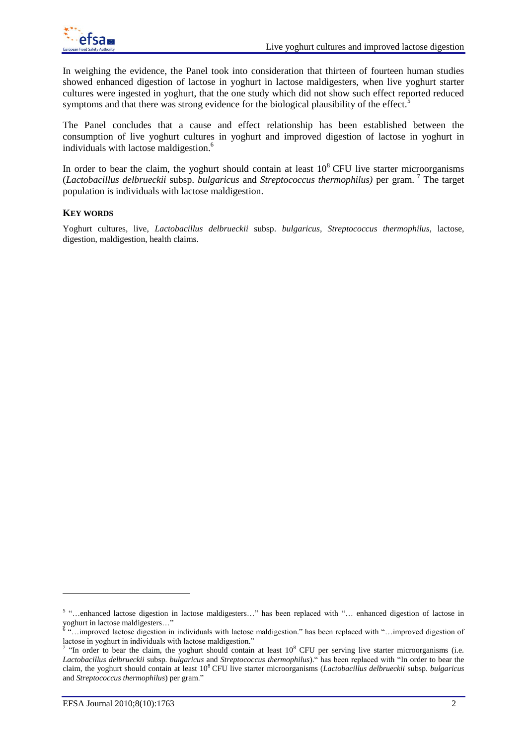In weighing the evidence, the Panel took into consideration that thirteen of fourteen human studies showed enhanced digestion of lactose in yoghurt in lactose maldigesters, when live yoghurt starter cultures were ingested in yoghurt, that the one study which did not show such effect reported reduced symptoms and that there was strong evidence for the biological plausibility of the effect.[5]

The Panel concludes that a cause and effect relationship has been established between the consumption of live yoghurt cultures in yoghurt and improved digestion of lactose in yoghurt in individuals with lactose maldigestion.[6]

In order to bear the claim, the yoghurt should contain at least $10^8$ CFU live starter microorganisms (*Lactobacillus delbrueckii* subsp. *bulgaricus* and *Streptococcus thermophilus)* per gram.[7] The target population is individuals with lactose maldigestion.

**KEY WORDS**

Yoghurt cultures, live, *Lactobacillus delbrueckii* subsp. *bulgaricus*, *Streptococcus thermophilus*, lactose, digestion, maldigestion, health claims.

---

[5] "…enhanced lactose digestion in lactose maldigesters…" has been replaced with "… enhanced digestion of lactose in yoghurt in lactose maldigesters…"

[6] "…improved lactose digestion in individuals with lactose maldigestion." has been replaced with "…improved digestion of lactose in yoghurt in individuals with lactose maldigestion."

[7] "In order to bear the claim, the yoghurt should contain at least $10^8$ CFU per serving live starter microorganisms (i.e. *Lactobacillus delbrueckii* subsp. *bulgaricus* and *Streptococcus thermophilus*)." has been replaced with "In order to bear the claim, the yoghurt should contain at least $10^8$ CFU live starter microorganisms (*Lactobacillus delbrueckii* subsp. *bulgaricus* and *Streptococcus thermophilus*) per gram."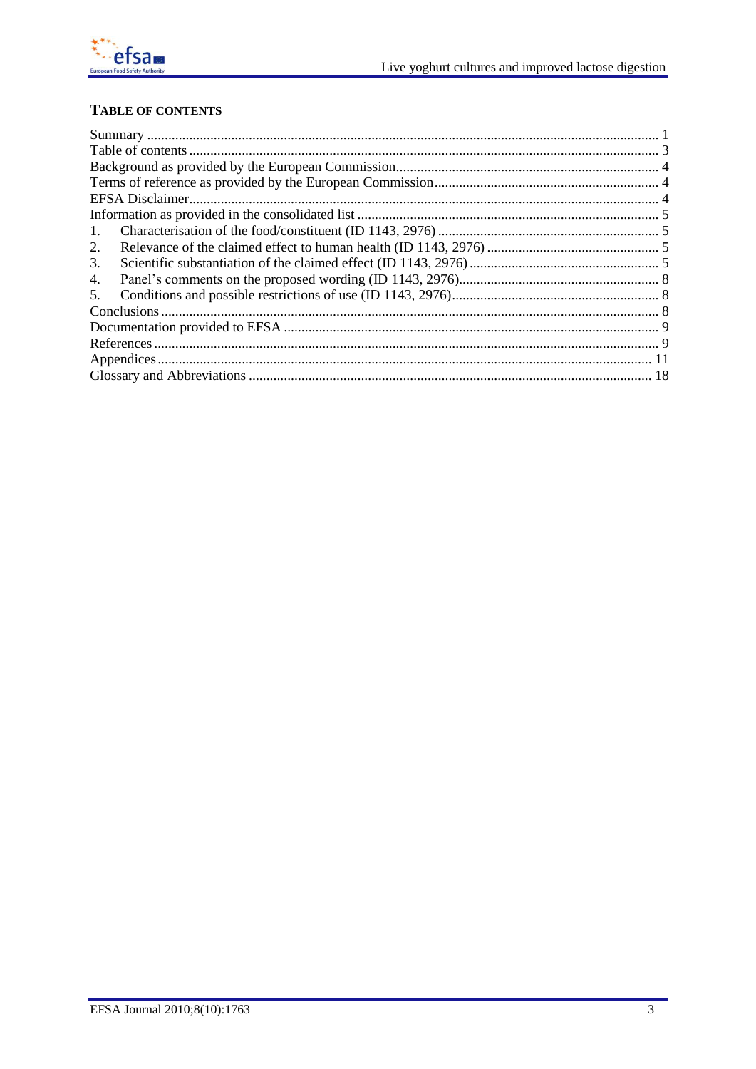## TABLE OF CONTENTS

| | |
|---|---|
| Summary | 1 |
| Table of contents | 3 |
| Background as provided by the European Commission | 4 |
| Terms of reference as provided by the European Commission | 4 |
| EFSA Disclaimer | 4 |
| Information as provided in the consolidated list | 5 |
| 1. Characterisation of the food/constituent (ID 1143, 2976) | 5 |
| 2. Relevance of the claimed effect to human health (ID 1143, 2976) | 5 |
| 3. Scientific substantiation of the claimed effect (ID 1143, 2976) | 5 |
| 4. Panel's comments on the proposed wording (ID 1143, 2976) | 8 |
| 5. Conditions and possible restrictions of use (ID 1143, 2976) | 8 |
| Conclusions | 8 |
| Documentation provided to EFSA | 9 |
| References | 9 |
| Appendices | 11 |
| Glossary and Abbreviations | 18 |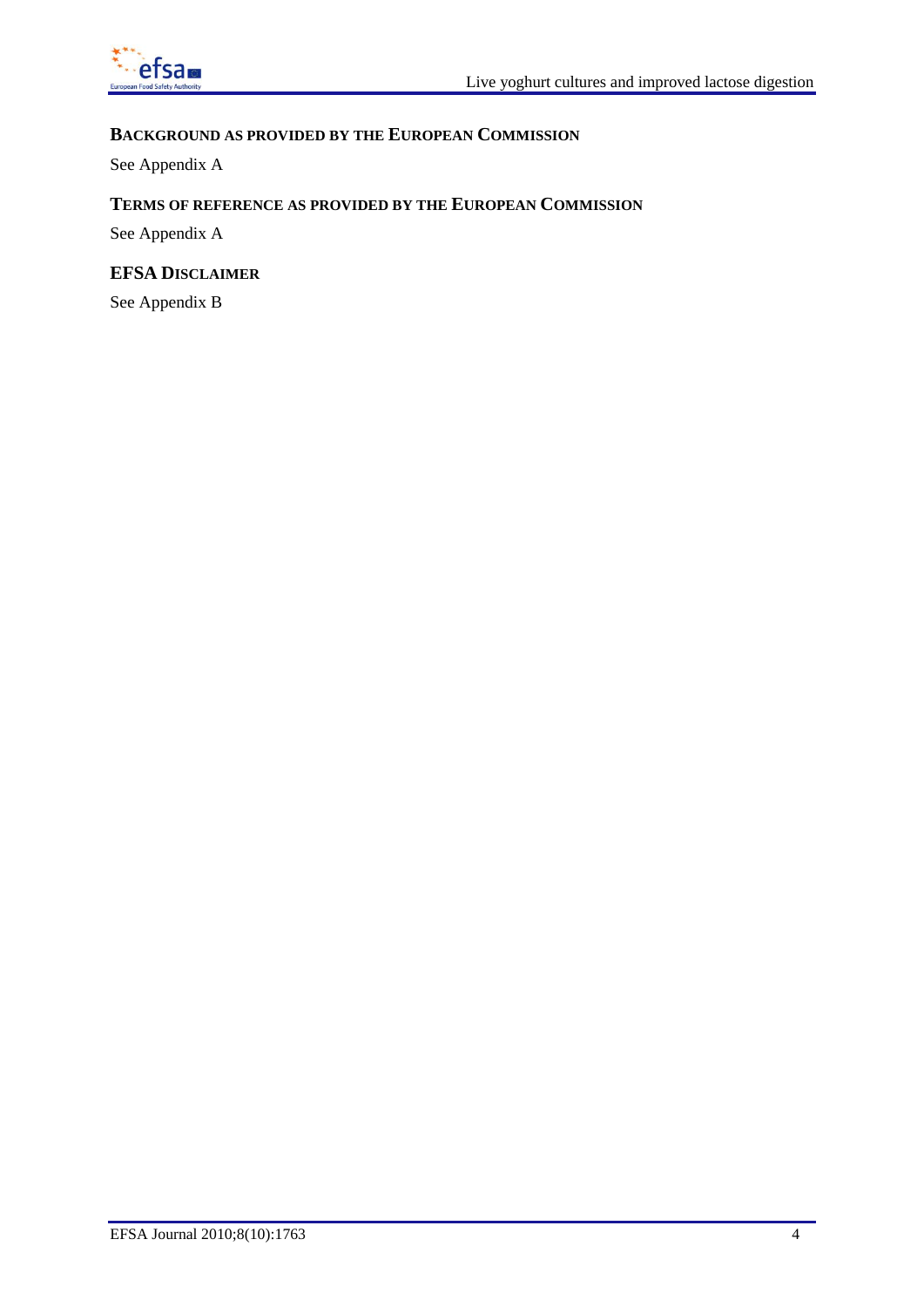## Background as provided by the European Commission

See Appendix A

## Terms of reference as provided by the European Commission

See Appendix A

## EFSA Disclaimer

See Appendix B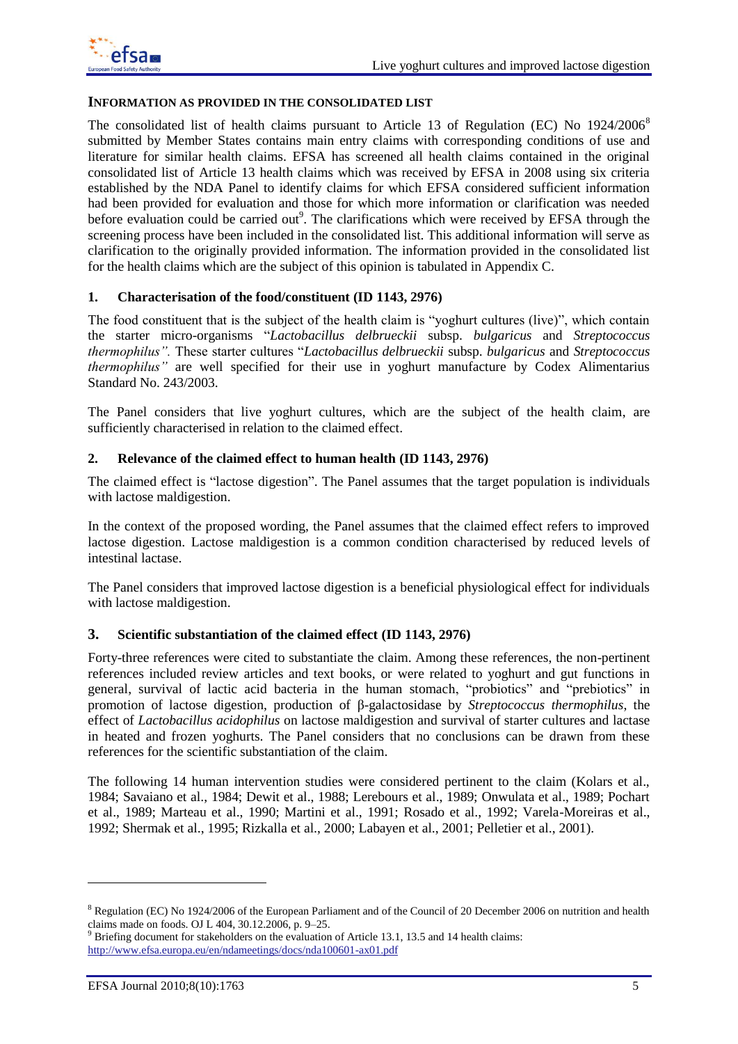## INFORMATION AS PROVIDED IN THE CONSOLIDATED LIST

The consolidated list of health claims pursuant to Article 13 of Regulation (EC) No 1924/2006[8] submitted by Member States contains main entry claims with corresponding conditions of use and literature for similar health claims. EFSA has screened all health claims contained in the original consolidated list of Article 13 health claims which was received by EFSA in 2008 using six criteria established by the NDA Panel to identify claims for which EFSA considered sufficient information had been provided for evaluation and those for which more information or clarification was needed before evaluation could be carried out[9]. The clarifications which were received by EFSA through the screening process have been included in the consolidated list. This additional information will serve as clarification to the originally provided information. The information provided in the consolidated list for the health claims which are the subject of this opinion is tabulated in Appendix C.

### 1. Characterisation of the food/constituent (ID 1143, 2976)

The food constituent that is the subject of the health claim is "yoghurt cultures (live)", which contain the starter micro-organisms "*Lactobacillus delbrueckii* subsp. *bulgaricus* and *Streptococcus thermophilus". These starter cultures "*Lactobacillus delbrueckii* subsp. *bulgaricus* and *Streptococcus thermophilus"* are well specified for their use in yoghurt manufacture by Codex Alimentarius Standard No. 243/2003.

The Panel considers that live yoghurt cultures, which are the subject of the health claim, are sufficiently characterised in relation to the claimed effect.

### 2. Relevance of the claimed effect to human health (ID 1143, 2976)

The claimed effect is "lactose digestion". The Panel assumes that the target population is individuals with lactose maldigestion.

In the context of the proposed wording, the Panel assumes that the claimed effect refers to improved lactose digestion. Lactose maldigestion is a common condition characterised by reduced levels of intestinal lactase.

The Panel considers that improved lactose digestion is a beneficial physiological effect for individuals with lactose maldigestion.

### 3. Scientific substantiation of the claimed effect (ID 1143, 2976)

Forty-three references were cited to substantiate the claim. Among these references, the non-pertinent references included review articles and text books, or were related to yoghurt and gut functions in general, survival of lactic acid bacteria in the human stomach, "probiotics" and "prebiotics" in promotion of lactose digestion, production of β-galactosidase by *Streptococcus thermophilus*, the effect of *Lactobacillus acidophilus* on lactose maldigestion and survival of starter cultures and lactase in heated and frozen yoghurts. The Panel considers that no conclusions can be drawn from these references for the scientific substantiation of the claim.

The following 14 human intervention studies were considered pertinent to the claim (Kolars et al., 1984; Savaiano et al., 1984; Dewit et al., 1988; Lerebours et al., 1989; Onwulata et al., 1989; Pochart et al., 1989; Marteau et al., 1990; Martini et al., 1991; Rosado et al., 1992; Varela-Moreiras et al., 1992; Shermak et al., 1995; Rizkalla et al., 2000; Labayen et al., 2001; Pelletier et al., 2001).

---

[8] Regulation (EC) No 1924/2006 of the European Parliament and of the Council of 20 December 2006 on nutrition and health claims made on foods. OJ L 404, 30.12.2006, p. 9–25.

[9] Briefing document for stakeholders on the evaluation of Article 13.1, 13.5 and 14 health claims: http://www.efsa.europa.eu/en/ndameetings/docs/nda100601-ax01.pdf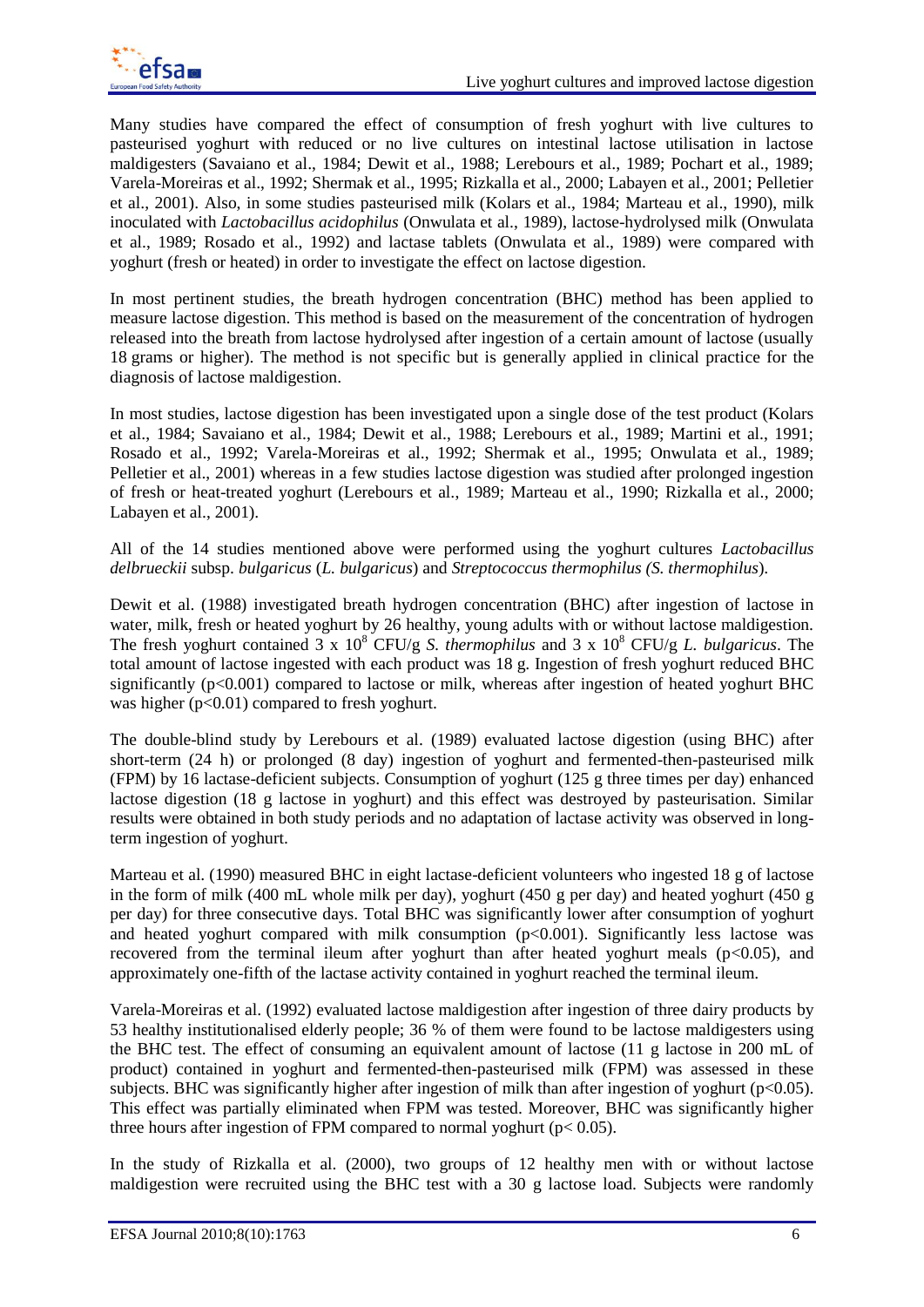Many studies have compared the effect of consumption of fresh yoghurt with live cultures to pasteurised yoghurt with reduced or no live cultures on intestinal lactose utilisation in lactose maldigesters (Savaiano et al., 1984; Dewit et al., 1988; Lerebours et al., 1989; Pochart et al., 1989; Varela-Moreiras et al., 1992; Shermak et al., 1995; Rizkalla et al., 2000; Labayen et al., 2001; Pelletier et al., 2001). Also, in some studies pasteurised milk (Kolars et al., 1984; Marteau et al., 1990), milk inoculated with *Lactobacillus acidophilus* (Onwulata et al., 1989), lactose-hydrolysed milk (Onwulata et al., 1989; Rosado et al., 1992) and lactase tablets (Onwulata et al., 1989) were compared with yoghurt (fresh or heated) in order to investigate the effect on lactose digestion.

In most pertinent studies, the breath hydrogen concentration (BHC) method has been applied to measure lactose digestion. This method is based on the measurement of the concentration of hydrogen released into the breath from lactose hydrolysed after ingestion of a certain amount of lactose (usually 18 grams or higher). The method is not specific but is generally applied in clinical practice for the diagnosis of lactose maldigestion.

In most studies, lactose digestion has been investigated upon a single dose of the test product (Kolars et al., 1984; Savaiano et al., 1984; Dewit et al., 1988; Lerebours et al., 1989; Martini et al., 1991; Rosado et al., 1992; Varela-Moreiras et al., 1992; Shermak et al., 1995; Onwulata et al., 1989; Pelletier et al., 2001) whereas in a few studies lactose digestion was studied after prolonged ingestion of fresh or heat-treated yoghurt (Lerebours et al., 1989; Marteau et al., 1990; Rizkalla et al., 2000; Labayen et al., 2001).

All of the 14 studies mentioned above were performed using the yoghurt cultures *Lactobacillus delbrueckii* subsp. *bulgaricus* (*L. bulgaricus*) and *Streptococcus thermophilus (S. thermophilus*).

Dewit et al. (1988) investigated breath hydrogen concentration (BHC) after ingestion of lactose in water, milk, fresh or heated yoghurt by 26 healthy, young adults with or without lactose maldigestion. The fresh yoghurt contained $3 \times 10^8$ CFU/g *S. thermophilus* and $3 \times 10^8$ CFU/g *L. bulgaricus*. The total amount of lactose ingested with each product was 18 g. Ingestion of fresh yoghurt reduced BHC significantly ($p<0.001$) compared to lactose or milk, whereas after ingestion of heated yoghurt BHC was higher ($p<0.01$) compared to fresh yoghurt.

The double-blind study by Lerebours et al. (1989) evaluated lactose digestion (using BHC) after short-term (24 h) or prolonged (8 day) ingestion of yoghurt and fermented-then-pasteurised milk (FPM) by 16 lactase-deficient subjects. Consumption of yoghurt (125 g three times per day) enhanced lactose digestion (18 g lactose in yoghurt) and this effect was destroyed by pasteurisation. Similar results were obtained in both study periods and no adaptation of lactase activity was observed in long-term ingestion of yoghurt.

Marteau et al. (1990) measured BHC in eight lactase-deficient volunteers who ingested 18 g of lactose in the form of milk (400 mL whole milk per day), yoghurt (450 g per day) and heated yoghurt (450 g per day) for three consecutive days. Total BHC was significantly lower after consumption of yoghurt and heated yoghurt compared with milk consumption ($p<0.001$). Significantly less lactose was recovered from the terminal ileum after yoghurt than after heated yoghurt meals ($p<0.05$), and approximately one-fifth of the lactase activity contained in yoghurt reached the terminal ileum.

Varela-Moreiras et al. (1992) evaluated lactose maldigestion after ingestion of three dairy products by 53 healthy institutionalised elderly people; 36 % of them were found to be lactose maldigesters using the BHC test. The effect of consuming an equivalent amount of lactose (11 g lactose in 200 mL of product) contained in yoghurt and fermented-then-pasteurised milk (FPM) was assessed in these subjects. BHC was significantly higher after ingestion of milk than after ingestion of yoghurt ($p<0.05$). This effect was partially eliminated when FPM was tested. Moreover, BHC was significantly higher three hours after ingestion of FPM compared to normal yoghurt ($p< 0.05$).

In the study of Rizkalla et al. (2000), two groups of 12 healthy men with or without lactose maldigestion were recruited using the BHC test with a 30 g lactose load. Subjects were randomly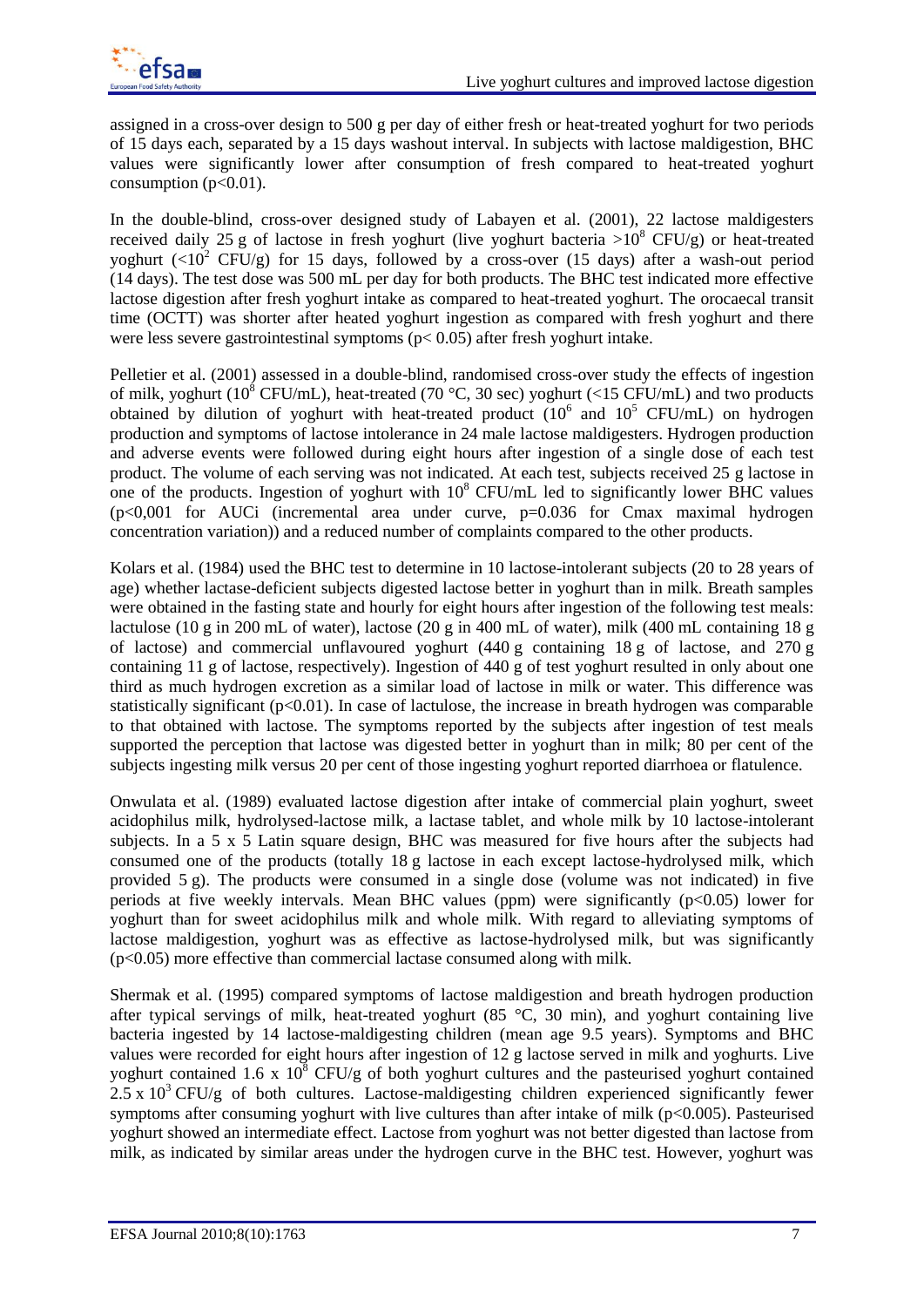assigned in a cross-over design to 500 g per day of either fresh or heat-treated yoghurt for two periods of 15 days each, separated by a 15 days washout interval. In subjects with lactose maldigestion, BHC values were significantly lower after consumption of fresh compared to heat-treated yoghurt consumption ($p<0.01$).

In the double-blind, cross-over designed study of Labayen et al. (2001), 22 lactose maldigesters received daily 25 g of lactose in fresh yoghurt (live yoghurt bacteria $>10^8$ CFU/g) or heat-treated yoghurt ($<10^2$ CFU/g) for 15 days, followed by a cross-over (15 days) after a wash-out period (14 days). The test dose was 500 mL per day for both products. The BHC test indicated more effective lactose digestion after fresh yoghurt intake as compared to heat-treated yoghurt. The orocaecal transit time (OCTT) was shorter after heated yoghurt ingestion as compared with fresh yoghurt and there were less severe gastrointestinal symptoms ($p< 0.05$) after fresh yoghurt intake.

Pelletier et al. (2001) assessed in a double-blind, randomised cross-over study the effects of ingestion of milk, yoghurt ($10^8$ CFU/mL), heat-treated (70 °C, 30 sec) yoghurt (<15 CFU/mL) and two products obtained by dilution of yoghurt with heat-treated product ($10^6$ and $10^5$ CFU/mL) on hydrogen production and symptoms of lactose intolerance in 24 male lactose maldigesters. Hydrogen production and adverse events were followed during eight hours after ingestion of a single dose of each test product. The volume of each serving was not indicated. At each test, subjects received 25 g lactose in one of the products. Ingestion of yoghurt with $10^8$ CFU/mL led to significantly lower BHC values ($p<0{,}001$ for AUCi (incremental area under curve, $p=0.036$ for Cmax maximal hydrogen concentration variation)) and a reduced number of complaints compared to the other products.

Kolars et al. (1984) used the BHC test to determine in 10 lactose-intolerant subjects (20 to 28 years of age) whether lactase-deficient subjects digested lactose better in yoghurt than in milk. Breath samples were obtained in the fasting state and hourly for eight hours after ingestion of the following test meals: lactulose (10 g in 200 mL of water), lactose (20 g in 400 mL of water), milk (400 mL containing 18 g of lactose) and commercial unflavoured yoghurt (440 g containing 18 g of lactose, and 270 g containing 11 g of lactose, respectively). Ingestion of 440 g of test yoghurt resulted in only about one third as much hydrogen excretion as a similar load of lactose in milk or water. This difference was statistically significant ($p<0.01$). In case of lactulose, the increase in breath hydrogen was comparable to that obtained with lactose. The symptoms reported by the subjects after ingestion of test meals supported the perception that lactose was digested better in yoghurt than in milk; 80 per cent of the subjects ingesting milk versus 20 per cent of those ingesting yoghurt reported diarrhoea or flatulence.

Onwulata et al. (1989) evaluated lactose digestion after intake of commercial plain yoghurt, sweet acidophilus milk, hydrolysed-lactose milk, a lactase tablet, and whole milk by 10 lactose-intolerant subjects. In a 5 x 5 Latin square design, BHC was measured for five hours after the subjects had consumed one of the products (totally 18 g lactose in each except lactose-hydrolysed milk, which provided 5 g). The products were consumed in a single dose (volume was not indicated) in five periods at five weekly intervals. Mean BHC values (ppm) were significantly ($p<0.05$) lower for yoghurt than for sweet acidophilus milk and whole milk. With regard to alleviating symptoms of lactose maldigestion, yoghurt was as effective as lactose-hydrolysed milk, but was significantly ($p<0.05$) more effective than commercial lactase consumed along with milk.

Shermak et al. (1995) compared symptoms of lactose maldigestion and breath hydrogen production after typical servings of milk, heat-treated yoghurt (85 °C, 30 min), and yoghurt containing live bacteria ingested by 14 lactose-maldigesting children (mean age 9.5 years). Symptoms and BHC values were recorded for eight hours after ingestion of 12 g lactose served in milk and yoghurts. Live yoghurt contained $1.6 \times 10^8$ CFU/g of both yoghurt cultures and the pasteurised yoghurt contained $2.5 \times 10^3$ CFU/g of both cultures. Lactose-maldigesting children experienced significantly fewer symptoms after consuming yoghurt with live cultures than after intake of milk ($p<0.005$). Pasteurised yoghurt showed an intermediate effect. Lactose from yoghurt was not better digested than lactose from milk, as indicated by similar areas under the hydrogen curve in the BHC test. However, yoghurt was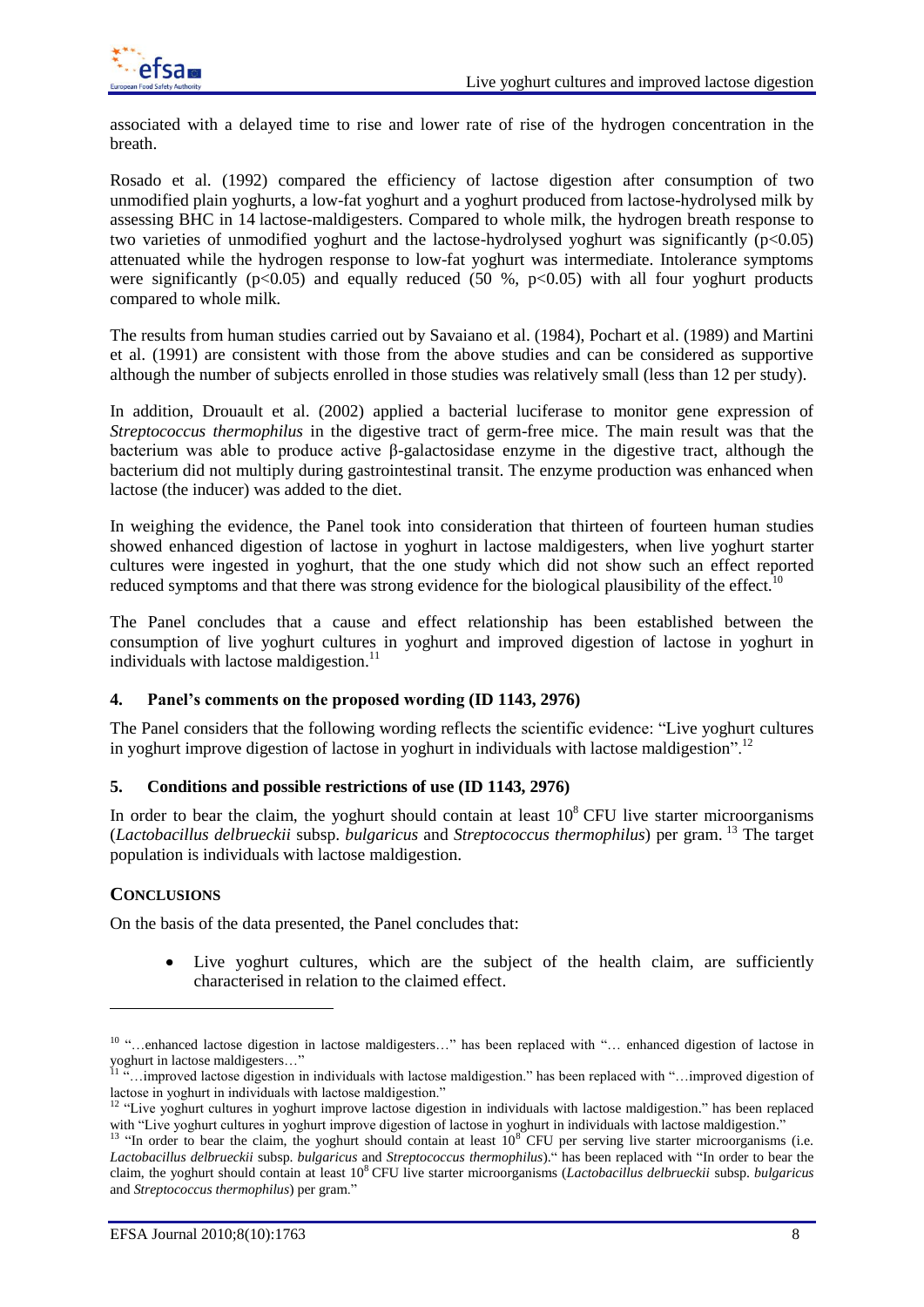associated with a delayed time to rise and lower rate of rise of the hydrogen concentration in the breath.

Rosado et al. (1992) compared the efficiency of lactose digestion after consumption of two unmodified plain yoghurts, a low-fat yoghurt and a yoghurt produced from lactose-hydrolysed milk by assessing BHC in 14 lactose-maldigesters. Compared to whole milk, the hydrogen breath response to two varieties of unmodified yoghurt and the lactose-hydrolysed yoghurt was significantly ($p<0.05$) attenuated while the hydrogen response to low-fat yoghurt was intermediate. Intolerance symptoms were significantly ($p<0.05$) and equally reduced (50 %, $p<0.05$) with all four yoghurt products compared to whole milk.

The results from human studies carried out by Savaiano et al. (1984), Pochart et al. (1989) and Martini et al. (1991) are consistent with those from the above studies and can be considered as supportive although the number of subjects enrolled in those studies was relatively small (less than 12 per study).

In addition, Drouault et al. (2002) applied a bacterial luciferase to monitor gene expression of *Streptococcus thermophilus* in the digestive tract of germ-free mice. The main result was that the bacterium was able to produce active β-galactosidase enzyme in the digestive tract, although the bacterium did not multiply during gastrointestinal transit. The enzyme production was enhanced when lactose (the inducer) was added to the diet.

In weighing the evidence, the Panel took into consideration that thirteen of fourteen human studies showed enhanced digestion of lactose in yoghurt in lactose maldigesters, when live yoghurt starter cultures were ingested in yoghurt, that the one study which did not show such an effect reported reduced symptoms and that there was strong evidence for the biological plausibility of the effect.[10]

The Panel concludes that a cause and effect relationship has been established between the consumption of live yoghurt cultures in yoghurt and improved digestion of lactose in yoghurt in individuals with lactose maldigestion.[11]

## 4. Panel's comments on the proposed wording (ID 1143, 2976)

The Panel considers that the following wording reflects the scientific evidence: "Live yoghurt cultures in yoghurt improve digestion of lactose in yoghurt in individuals with lactose maldigestion".[12]

## 5. Conditions and possible restrictions of use (ID 1143, 2976)

In order to bear the claim, the yoghurt should contain at least $10^8$ CFU live starter microorganisms (*Lactobacillus delbrueckii* subsp. *bulgaricus* and *Streptococcus thermophilus*) per gram. [13] The target population is individuals with lactose maldigestion.

## Conclusions

On the basis of the data presented, the Panel concludes that:

- Live yoghurt cultures, which are the subject of the health claim, are sufficiently characterised in relation to the claimed effect.

---

[10] "…enhanced lactose digestion in lactose maldigesters…" has been replaced with "… enhanced digestion of lactose in yoghurt in lactose maldigesters…"

[11] "…improved lactose digestion in individuals with lactose maldigestion." has been replaced with "…improved digestion of lactose in yoghurt in individuals with lactose maldigestion."

[12] "Live yoghurt cultures in yoghurt improve lactose digestion in individuals with lactose maldigestion." has been replaced with "Live yoghurt cultures in yoghurt improve digestion of lactose in yoghurt in individuals with lactose maldigestion."

[13] "In order to bear the claim, the yoghurt should contain at least $10^8$ CFU per serving live starter microorganisms (i.e. *Lactobacillus delbrueckii* subsp. *bulgaricus* and *Streptococcus thermophilus*)." has been replaced with "In order to bear the claim, the yoghurt should contain at least $10^8$ CFU live starter microorganisms (*Lactobacillus delbrueckii* subsp. *bulgaricus* and *Streptococcus thermophilus*) per gram."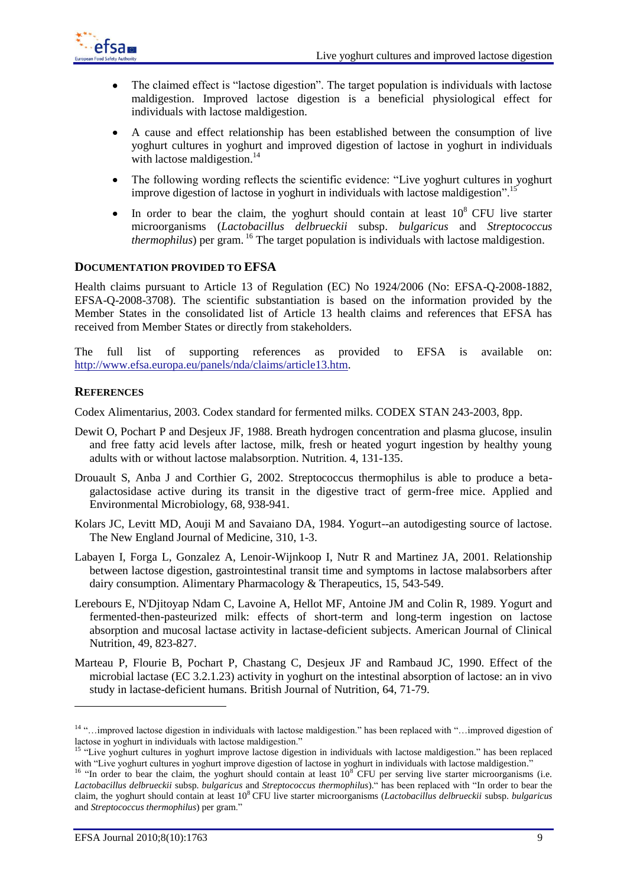- The claimed effect is "lactose digestion". The target population is individuals with lactose maldigestion. Improved lactose digestion is a beneficial physiological effect for individuals with lactose maldigestion.
- A cause and effect relationship has been established between the consumption of live yoghurt cultures in yoghurt and improved digestion of lactose in yoghurt in individuals with lactose maldigestion.[14]
- The following wording reflects the scientific evidence: "Live yoghurt cultures in yoghurt improve digestion of lactose in yoghurt in individuals with lactose maldigestion".[15]
- In order to bear the claim, the yoghurt should contain at least $10^8$ CFU live starter microorganisms (*Lactobacillus delbrueckii* subsp. *bulgaricus* and *Streptococcus thermophilus*) per gram.[16] The target population is individuals with lactose maldigestion.

## Documentation provided to EFSA

Health claims pursuant to Article 13 of Regulation (EC) No 1924/2006 (No: EFSA-Q-2008-1882, EFSA-Q-2008-3708). The scientific substantiation is based on the information provided by the Member States in the consolidated list of Article 13 health claims and references that EFSA has received from Member States or directly from stakeholders.

The full list of supporting references as provided to EFSA is available on: http://www.efsa.europa.eu/panels/nda/claims/article13.htm.

## References

Codex Alimentarius, 2003. Codex standard for fermented milks. CODEX STAN 243-2003, 8pp.

Dewit O, Pochart P and Desjeux JF, 1988. Breath hydrogen concentration and plasma glucose, insulin and free fatty acid levels after lactose, milk, fresh or heated yogurt ingestion by healthy young adults with or without lactose malabsorption. Nutrition. 4, 131-135.

Drouault S, Anba J and Corthier G, 2002. Streptococcus thermophilus is able to produce a beta-galactosidase active during its transit in the digestive tract of germ-free mice. Applied and Environmental Microbiology, 68, 938-941.

Kolars JC, Levitt MD, Aouji M and Savaiano DA, 1984. Yogurt--an autodigesting source of lactose. The New England Journal of Medicine, 310, 1-3.

Labayen I, Forga L, Gonzalez A, Lenoir-Wijnkoop I, Nutr R and Martinez JA, 2001. Relationship between lactose digestion, gastrointestinal transit time and symptoms in lactose malabsorbers after dairy consumption. Alimentary Pharmacology & Therapeutics, 15, 543-549.

Lerebours E, N'Djitoyap Ndam C, Lavoine A, Hellot MF, Antoine JM and Colin R, 1989. Yogurt and fermented-then-pasteurized milk: effects of short-term and long-term ingestion on lactose absorption and mucosal lactase activity in lactase-deficient subjects. American Journal of Clinical Nutrition, 49, 823-827.

Marteau P, Flourie B, Pochart P, Chastang C, Desjeux JF and Rambaud JC, 1990. Effect of the microbial lactase (EC 3.2.1.23) activity in yoghurt on the intestinal absorption of lactose: an in vivo study in lactase-deficient humans. British Journal of Nutrition, 64, 71-79.

---

[14] "…improved lactose digestion in individuals with lactose maldigestion." has been replaced with "…improved digestion of lactose in yoghurt in individuals with lactose maldigestion."

[15] "Live yoghurt cultures in yoghurt improve lactose digestion in individuals with lactose maldigestion." has been replaced with "Live yoghurt cultures in yoghurt improve digestion of lactose in yoghurt in individuals with lactose maldigestion."

[16] "In order to bear the claim, the yoghurt should contain at least $10^8$ CFU per serving live starter microorganisms (i.e. *Lactobacillus delbrueckii* subsp. *bulgaricus* and *Streptococcus thermophilus*)." has been replaced with "In order to bear the claim, the yoghurt should contain at least $10^8$ CFU live starter microorganisms (*Lactobacillus delbrueckii* subsp. *bulgaricus* and *Streptococcus thermophilus*) per gram."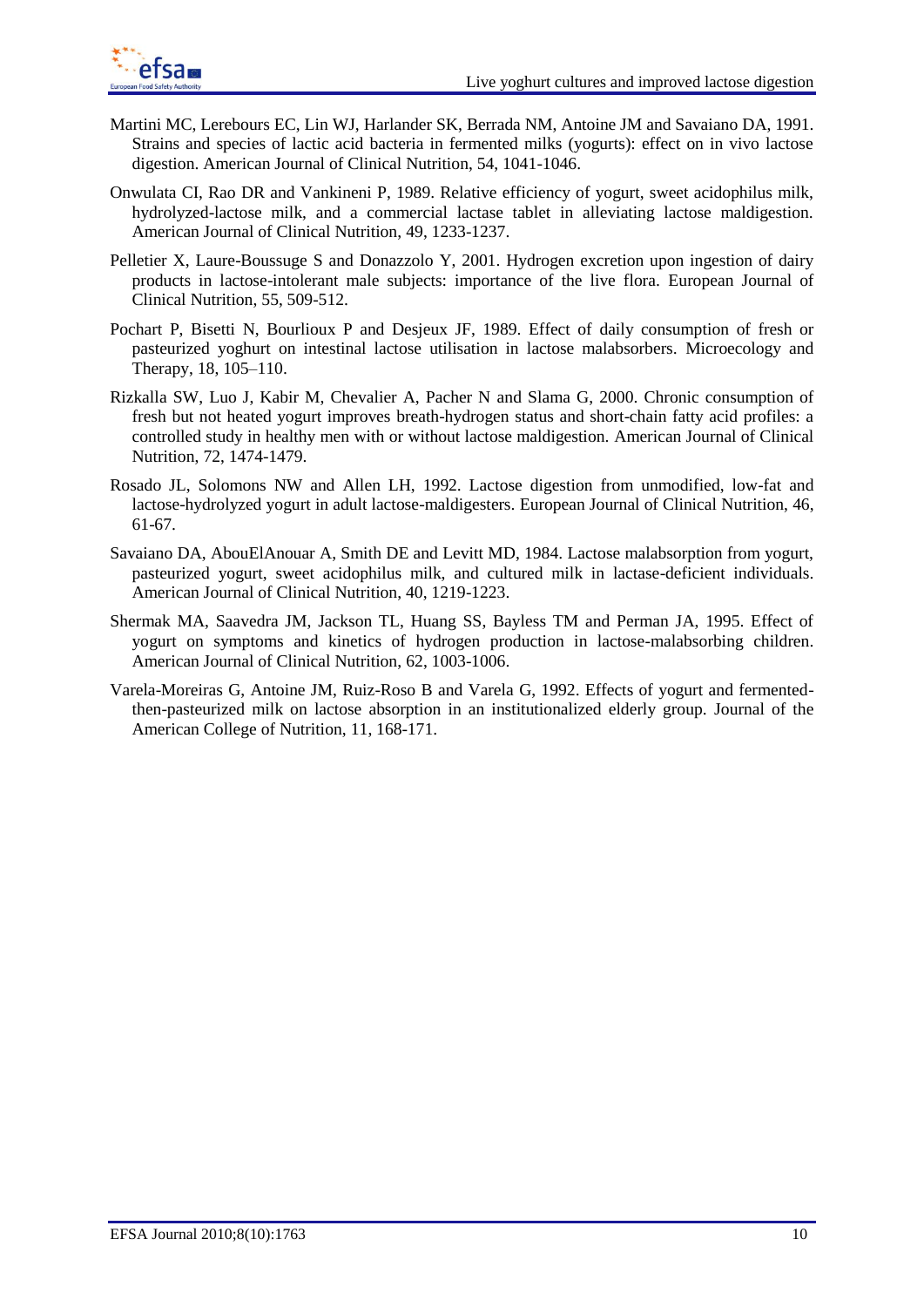Martini MC, Lerebours EC, Lin WJ, Harlander SK, Berrada NM, Antoine JM and Savaiano DA, 1991. Strains and species of lactic acid bacteria in fermented milks (yogurts): effect on in vivo lactose digestion. American Journal of Clinical Nutrition, 54, 1041-1046.

Onwulata CI, Rao DR and Vankineni P, 1989. Relative efficiency of yogurt, sweet acidophilus milk, hydrolyzed-lactose milk, and a commercial lactase tablet in alleviating lactose maldigestion. American Journal of Clinical Nutrition, 49, 1233-1237.

Pelletier X, Laure-Boussuge S and Donazzolo Y, 2001. Hydrogen excretion upon ingestion of dairy products in lactose-intolerant male subjects: importance of the live flora. European Journal of Clinical Nutrition, 55, 509-512.

Pochart P, Bisetti N, Bourlioux P and Desjeux JF, 1989. Effect of daily consumption of fresh or pasteurized yoghurt on intestinal lactose utilisation in lactose malabsorbers. Microecology and Therapy, 18, 105–110.

Rizkalla SW, Luo J, Kabir M, Chevalier A, Pacher N and Slama G, 2000. Chronic consumption of fresh but not heated yogurt improves breath-hydrogen status and short-chain fatty acid profiles: a controlled study in healthy men with or without lactose maldigestion. American Journal of Clinical Nutrition, 72, 1474-1479.

Rosado JL, Solomons NW and Allen LH, 1992. Lactose digestion from unmodified, low-fat and lactose-hydrolyzed yogurt in adult lactose-maldigesters. European Journal of Clinical Nutrition, 46, 61-67.

Savaiano DA, AbouElAnouar A, Smith DE and Levitt MD, 1984. Lactose malabsorption from yogurt, pasteurized yogurt, sweet acidophilus milk, and cultured milk in lactase-deficient individuals. American Journal of Clinical Nutrition, 40, 1219-1223.

Shermak MA, Saavedra JM, Jackson TL, Huang SS, Bayless TM and Perman JA, 1995. Effect of yogurt on symptoms and kinetics of hydrogen production in lactose-malabsorbing children. American Journal of Clinical Nutrition, 62, 1003-1006.

Varela-Moreiras G, Antoine JM, Ruiz-Roso B and Varela G, 1992. Effects of yogurt and fermented-then-pasteurized milk on lactose absorption in an institutionalized elderly group. Journal of the American College of Nutrition, 11, 168-171.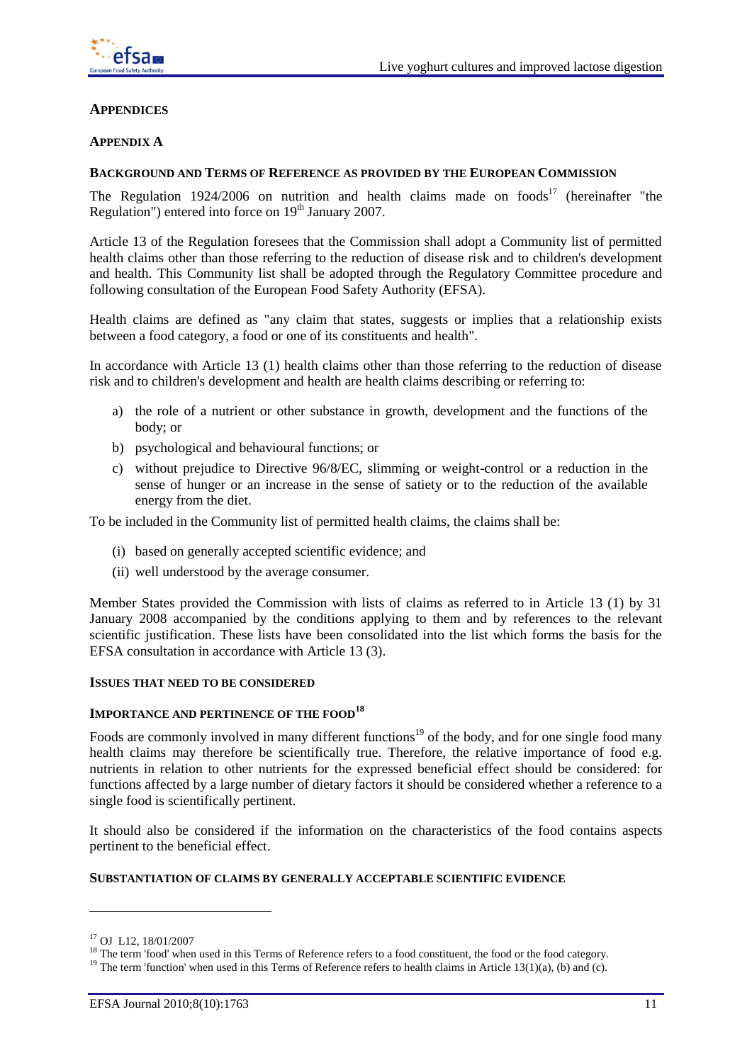## APPENDICES

### APPENDIX A

#### BACKGROUND AND TERMS OF REFERENCE AS PROVIDED BY THE EUROPEAN COMMISSION

The Regulation 1924/2006 on nutrition and health claims made on foods[17] (hereinafter "the Regulation") entered into force on 19th January 2007.

Article 13 of the Regulation foresees that the Commission shall adopt a Community list of permitted health claims other than those referring to the reduction of disease risk and to children's development and health. This Community list shall be adopted through the Regulatory Committee procedure and following consultation of the European Food Safety Authority (EFSA).

Health claims are defined as "any claim that states, suggests or implies that a relationship exists between a food category, a food or one of its constituents and health".

In accordance with Article 13 (1) health claims other than those referring to the reduction of disease risk and to children's development and health are health claims describing or referring to:

a) the role of a nutrient or other substance in growth, development and the functions of the body; or
b) psychological and behavioural functions; or
c) without prejudice to Directive 96/8/EC, slimming or weight-control or a reduction in the sense of hunger or an increase in the sense of satiety or to the reduction of the available energy from the diet.

To be included in the Community list of permitted health claims, the claims shall be:

(i) based on generally accepted scientific evidence; and
(ii) well understood by the average consumer.

Member States provided the Commission with lists of claims as referred to in Article 13 (1) by 31 January 2008 accompanied by the conditions applying to them and by references to the relevant scientific justification. These lists have been consolidated into the list which forms the basis for the EFSA consultation in accordance with Article 13 (3).

#### ISSUES THAT NEED TO BE CONSIDERED

#### IMPORTANCE AND PERTINENCE OF THE FOOD[18]

Foods are commonly involved in many different functions[19] of the body, and for one single food many health claims may therefore be scientifically true. Therefore, the relative importance of food e.g. nutrients in relation to other nutrients for the expressed beneficial effect should be considered: for functions affected by a large number of dietary factors it should be considered whether a reference to a single food is scientifically pertinent.

It should also be considered if the information on the characteristics of the food contains aspects pertinent to the beneficial effect.

#### SUBSTANTIATION OF CLAIMS BY GENERALLY ACCEPTABLE SCIENTIFIC EVIDENCE

---

[17] OJ L12, 18/01/2007

[18] The term 'food' when used in this Terms of Reference refers to a food constituent, the food or the food category.

[19] The term 'function' when used in this Terms of Reference refers to health claims in Article 13(1)(a), (b) and (c).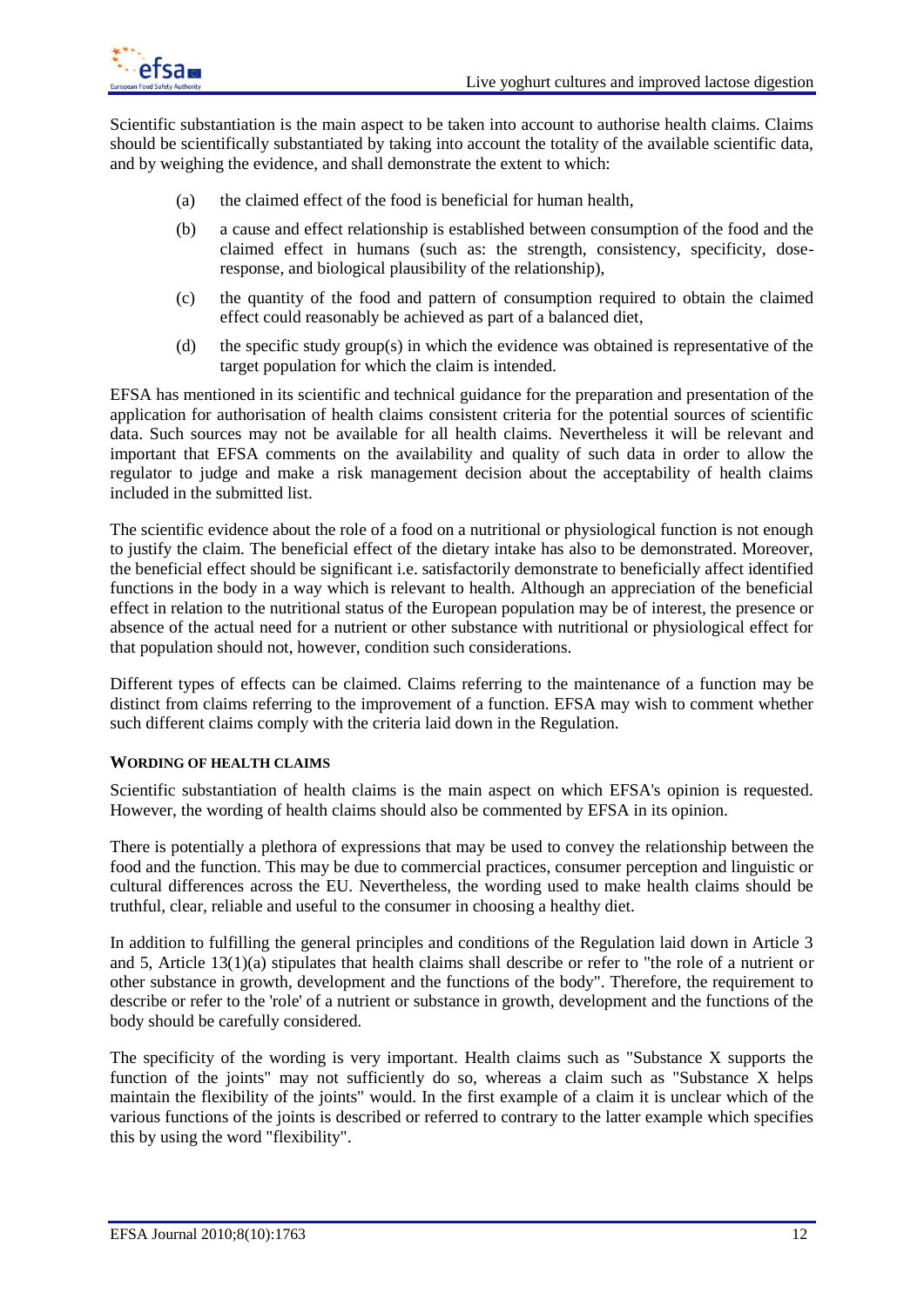Scientific substantiation is the main aspect to be taken into account to authorise health claims. Claims should be scientifically substantiated by taking into account the totality of the available scientific data, and by weighing the evidence, and shall demonstrate the extent to which:

(a) the claimed effect of the food is beneficial for human health,

(b) a cause and effect relationship is established between consumption of the food and the claimed effect in humans (such as: the strength, consistency, specificity, dose-response, and biological plausibility of the relationship),

(c) the quantity of the food and pattern of consumption required to obtain the claimed effect could reasonably be achieved as part of a balanced diet,

(d) the specific study group(s) in which the evidence was obtained is representative of the target population for which the claim is intended.

EFSA has mentioned in its scientific and technical guidance for the preparation and presentation of the application for authorisation of health claims consistent criteria for the potential sources of scientific data. Such sources may not be available for all health claims. Nevertheless it will be relevant and important that EFSA comments on the availability and quality of such data in order to allow the regulator to judge and make a risk management decision about the acceptability of health claims included in the submitted list.

The scientific evidence about the role of a food on a nutritional or physiological function is not enough to justify the claim. The beneficial effect of the dietary intake has also to be demonstrated. Moreover, the beneficial effect should be significant i.e. satisfactorily demonstrate to beneficially affect identified functions in the body in a way which is relevant to health. Although an appreciation of the beneficial effect in relation to the nutritional status of the European population may be of interest, the presence or absence of the actual need for a nutrient or other substance with nutritional or physiological effect for that population should not, however, condition such considerations.

Different types of effects can be claimed. Claims referring to the maintenance of a function may be distinct from claims referring to the improvement of a function. EFSA may wish to comment whether such different claims comply with the criteria laid down in the Regulation.

#### WORDING OF HEALTH CLAIMS

Scientific substantiation of health claims is the main aspect on which EFSA's opinion is requested. However, the wording of health claims should also be commented by EFSA in its opinion.

There is potentially a plethora of expressions that may be used to convey the relationship between the food and the function. This may be due to commercial practices, consumer perception and linguistic or cultural differences across the EU. Nevertheless, the wording used to make health claims should be truthful, clear, reliable and useful to the consumer in choosing a healthy diet.

In addition to fulfilling the general principles and conditions of the Regulation laid down in Article 3 and 5, Article 13(1)(a) stipulates that health claims shall describe or refer to "the role of a nutrient or other substance in growth, development and the functions of the body". Therefore, the requirement to describe or refer to the 'role' of a nutrient or substance in growth, development and the functions of the body should be carefully considered.

The specificity of the wording is very important. Health claims such as "Substance X supports the function of the joints" may not sufficiently do so, whereas a claim such as "Substance X helps maintain the flexibility of the joints" would. In the first example of a claim it is unclear which of the various functions of the joints is described or referred to contrary to the latter example which specifies this by using the word "flexibility".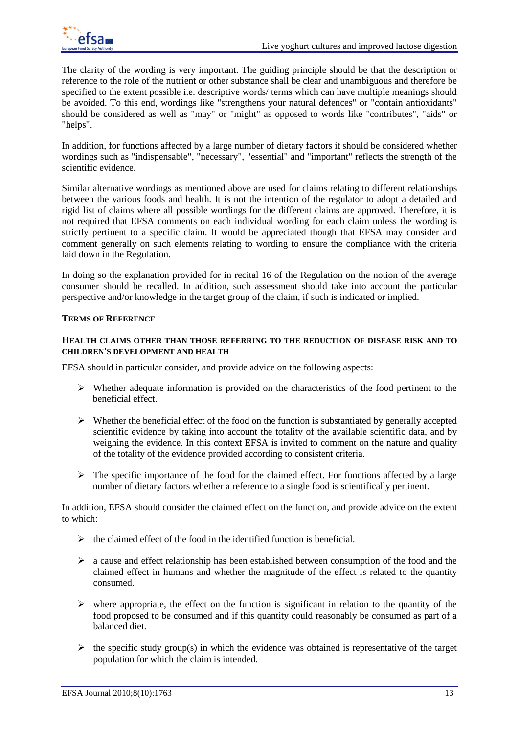The clarity of the wording is very important. The guiding principle should be that the description or reference to the role of the nutrient or other substance shall be clear and unambiguous and therefore be specified to the extent possible i.e. descriptive words/ terms which can have multiple meanings should be avoided. To this end, wordings like "strengthens your natural defences" or "contain antioxidants" should be considered as well as "may" or "might" as opposed to words like "contributes", "aids" or "helps".

In addition, for functions affected by a large number of dietary factors it should be considered whether wordings such as "indispensable", "necessary", "essential" and "important" reflects the strength of the scientific evidence.

Similar alternative wordings as mentioned above are used for claims relating to different relationships between the various foods and health. It is not the intention of the regulator to adopt a detailed and rigid list of claims where all possible wordings for the different claims are approved. Therefore, it is not required that EFSA comments on each individual wording for each claim unless the wording is strictly pertinent to a specific claim. It would be appreciated though that EFSA may consider and comment generally on such elements relating to wording to ensure the compliance with the criteria laid down in the Regulation.

In doing so the explanation provided for in recital 16 of the Regulation on the notion of the average consumer should be recalled. In addition, such assessment should take into account the particular perspective and/or knowledge in the target group of the claim, if such is indicated or implied.

## TERMS OF REFERENCE

### HEALTH CLAIMS OTHER THAN THOSE REFERRING TO THE REDUCTION OF DISEASE RISK AND TO CHILDREN'S DEVELOPMENT AND HEALTH

EFSA should in particular consider, and provide advice on the following aspects:

- Whether adequate information is provided on the characteristics of the food pertinent to the beneficial effect.
- Whether the beneficial effect of the food on the function is substantiated by generally accepted scientific evidence by taking into account the totality of the available scientific data, and by weighing the evidence. In this context EFSA is invited to comment on the nature and quality of the totality of the evidence provided according to consistent criteria.
- The specific importance of the food for the claimed effect. For functions affected by a large number of dietary factors whether a reference to a single food is scientifically pertinent.

In addition, EFSA should consider the claimed effect on the function, and provide advice on the extent to which:

- the claimed effect of the food in the identified function is beneficial.
- a cause and effect relationship has been established between consumption of the food and the claimed effect in humans and whether the magnitude of the effect is related to the quantity consumed.
- where appropriate, the effect on the function is significant in relation to the quantity of the food proposed to be consumed and if this quantity could reasonably be consumed as part of a balanced diet.
- the specific study group(s) in which the evidence was obtained is representative of the target population for which the claim is intended.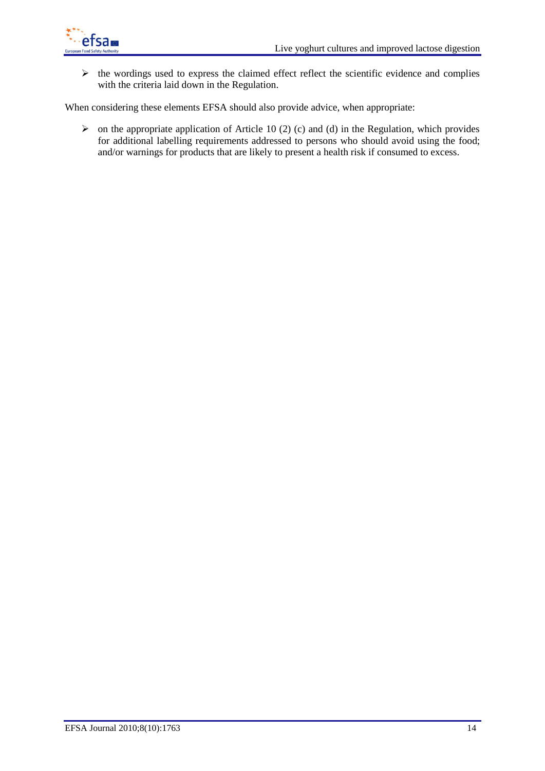- the wordings used to express the claimed effect reflect the scientific evidence and complies with the criteria laid down in the Regulation.

When considering these elements EFSA should also provide advice, when appropriate:

- on the appropriate application of Article 10 (2) (c) and (d) in the Regulation, which provides for additional labelling requirements addressed to persons who should avoid using the food; and/or warnings for products that are likely to present a health risk if consumed to excess.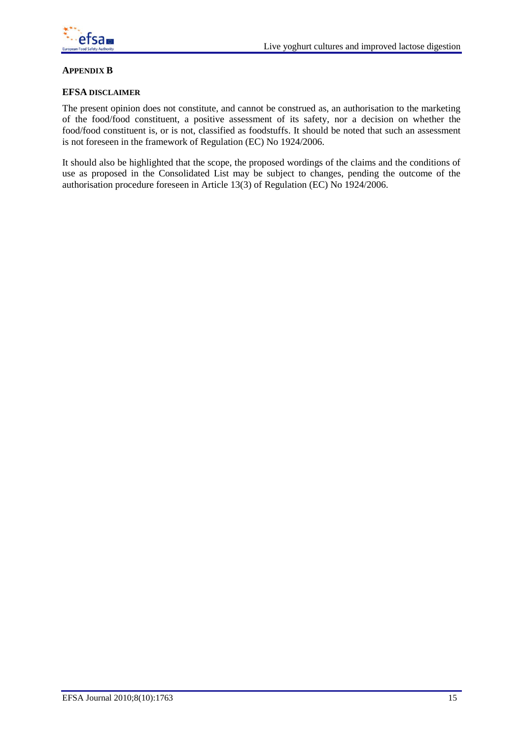## APPENDIX B

### EFSA DISCLAIMER

The present opinion does not constitute, and cannot be construed as, an authorisation to the marketing of the food/food constituent, a positive assessment of its safety, nor a decision on whether the food/food constituent is, or is not, classified as foodstuffs. It should be noted that such an assessment is not foreseen in the framework of Regulation (EC) No 1924/2006.

It should also be highlighted that the scope, the proposed wordings of the claims and the conditions of use as proposed in the Consolidated List may be subject to changes, pending the outcome of the authorisation procedure foreseen in Article 13(3) of Regulation (EC) No 1924/2006.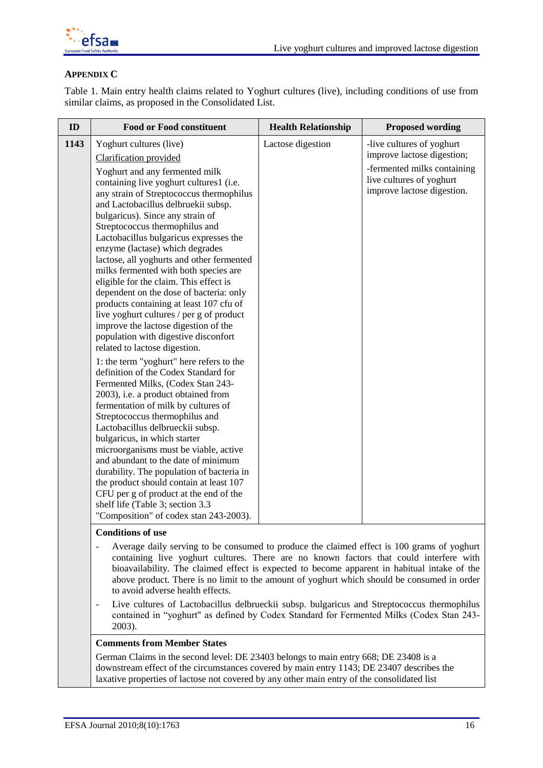## APPENDIX C

Table 1. Main entry health claims related to Yoghurt cultures (live), including conditions of use from similar claims, as proposed in the Consolidated List.

| ID | Food or Food constituent | Health Relationship | Proposed wording |
|---|---|---|---|
| **1143** | Yoghurt cultures (live)<br><br>Clarification provided<br><br>Yoghurt and any fermented milk containing live yoghurt cultures1 (i.e. any strain of Streptococcus thermophilus and Lactobacillus delbruekii subsp. bulgaricus). Since any strain of Streptococcus thermophilus and Lactobacillus bulgaricus expresses the enzyme (lactase) which degrades lactose, all yoghurts and other fermented milks fermented with both species are eligible for the claim. This effect is dependent on the dose of bacteria: only products containing at least 107 cfu of live yoghurt cultures / per g of product improve the lactose digestion of the population with digestive disconfort related to lactose digestion.<br><br>1: the term "yoghurt" here refers to the definition of the Codex Standard for Fermented Milks, (Codex Stan 243-2003), i.e. a product obtained from fermentation of milk by cultures of Streptococcus thermophilus and Lactobacillus delbrueckii subsp. bulgaricus, in which starter microorganisms must be viable, active and abundant to the date of minimum durability. The population of bacteria in the product should contain at least 107 CFU per g of product at the end of the shelf life (Table 3; section 3.3 "Composition" of codex stan 243-2003). | Lactose digestion | -live cultures of yoghurt improve lactose digestion;<br><br>-fermented milks containing live cultures of yoghurt improve lactose digestion. |
| | **Conditions of use**<br><br>- Average daily serving to be consumed to produce the claimed effect is 100 grams of yoghurt containing live yoghurt cultures. There are no known factors that could interfere with bioavailability. The claimed effect is expected to become apparent in habitual intake of the above product. There is no limit to the amount of yoghurt which should be consumed in order to avoid adverse health effects.<br>- Live cultures of Lactobacillus delbrueckii subsp. bulgaricus and Streptococcus thermophilus contained in "yoghurt" as defined by Codex Standard for Fermented Milks (Codex Stan 243-2003). | | |
| | **Comments from Member States**<br><br>German Claims in the second level: DE 23403 belongs to main entry 668; DE 23408 is a downstream effect of the circumstances covered by main entry 1143; DE 23407 describes the laxative properties of lactose not covered by any other main entry of the consolidated list | | |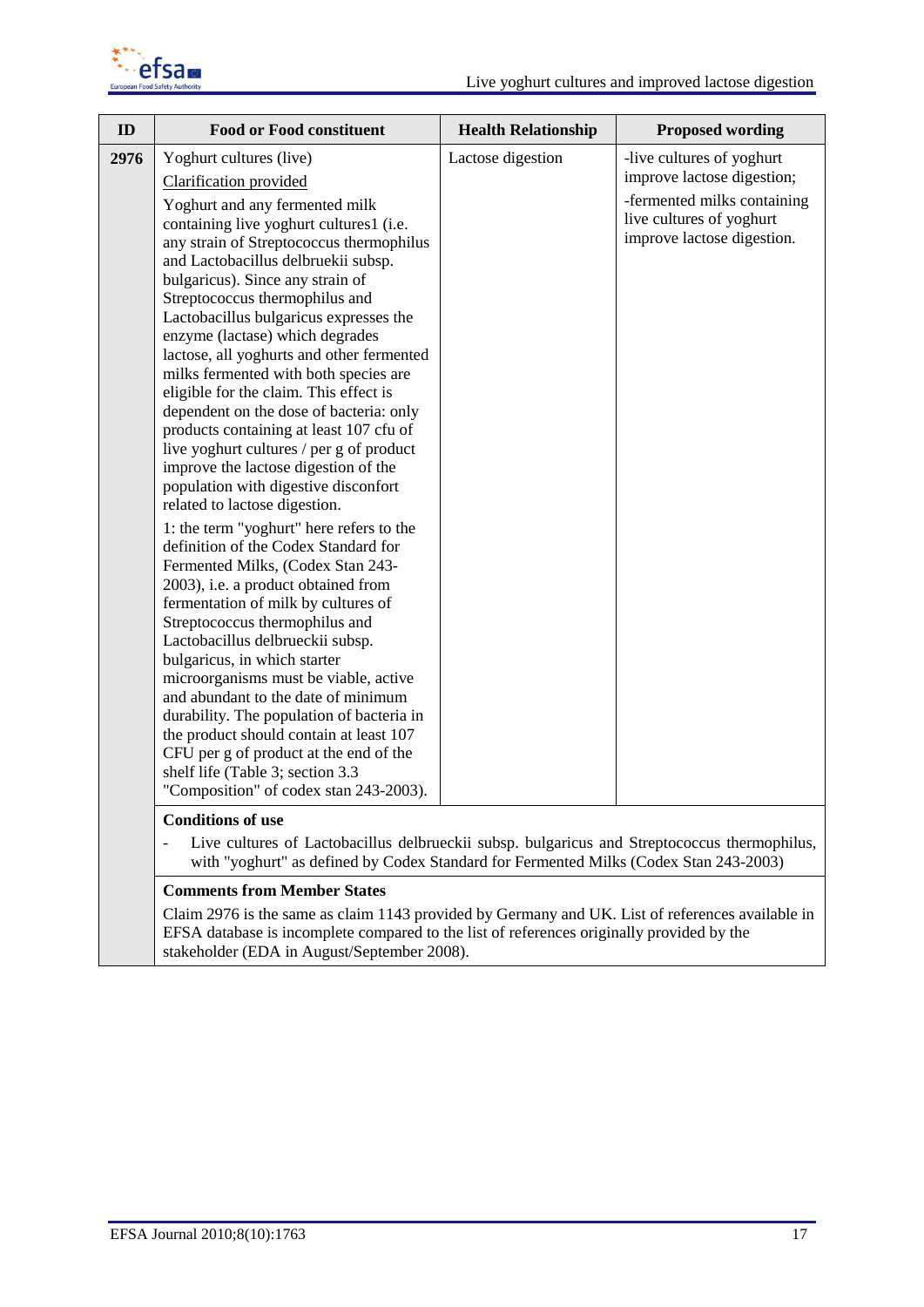| ID | Food or Food constituent | Health Relationship | Proposed wording |
|---|---|---|---|
| **2976** | Yoghurt cultures (live)<br><br>Clarification provided<br><br>Yoghurt and any fermented milk containing live yoghurt cultures1 (i.e. any strain of Streptococcus thermophilus and Lactobacillus delbruekii subsp. bulgaricus). Since any strain of Streptococcus thermophilus and Lactobacillus bulgaricus expresses the enzyme (lactase) which degrades lactose, all yoghurts and other fermented milks fermented with both species are eligible for the claim. This effect is dependent on the dose of bacteria: only products containing at least 107 cfu of live yoghurt cultures / per g of product improve the lactose digestion of the population with digestive disconfort related to lactose digestion.<br><br>1: the term "yoghurt" here refers to the definition of the Codex Standard for Fermented Milks, (Codex Stan 243-2003), i.e. a product obtained from fermentation of milk by cultures of Streptococcus thermophilus and Lactobacillus delbrueckii subsp. bulgaricus, in which starter microorganisms must be viable, active and abundant to the date of minimum durability. The population of bacteria in the product should contain at least 107 CFU per g of product at the end of the shelf life (Table 3; section 3.3 "Composition" of codex stan 243-2003). | Lactose digestion | -live cultures of yoghurt improve lactose digestion;<br><br>-fermented milks containing live cultures of yoghurt improve lactose digestion. |
| | **Conditions of use**<br><br>- Live cultures of Lactobacillus delbrueckii subsp. bulgaricus and Streptococcus thermophilus, with "yoghurt" as defined by Codex Standard for Fermented Milks (Codex Stan 243-2003) | | |
| | **Comments from Member States**<br><br>Claim 2976 is the same as claim 1143 provided by Germany and UK. List of references available in EFSA database is incomplete compared to the list of references originally provided by the stakeholder (EDA in August/September 2008). | | |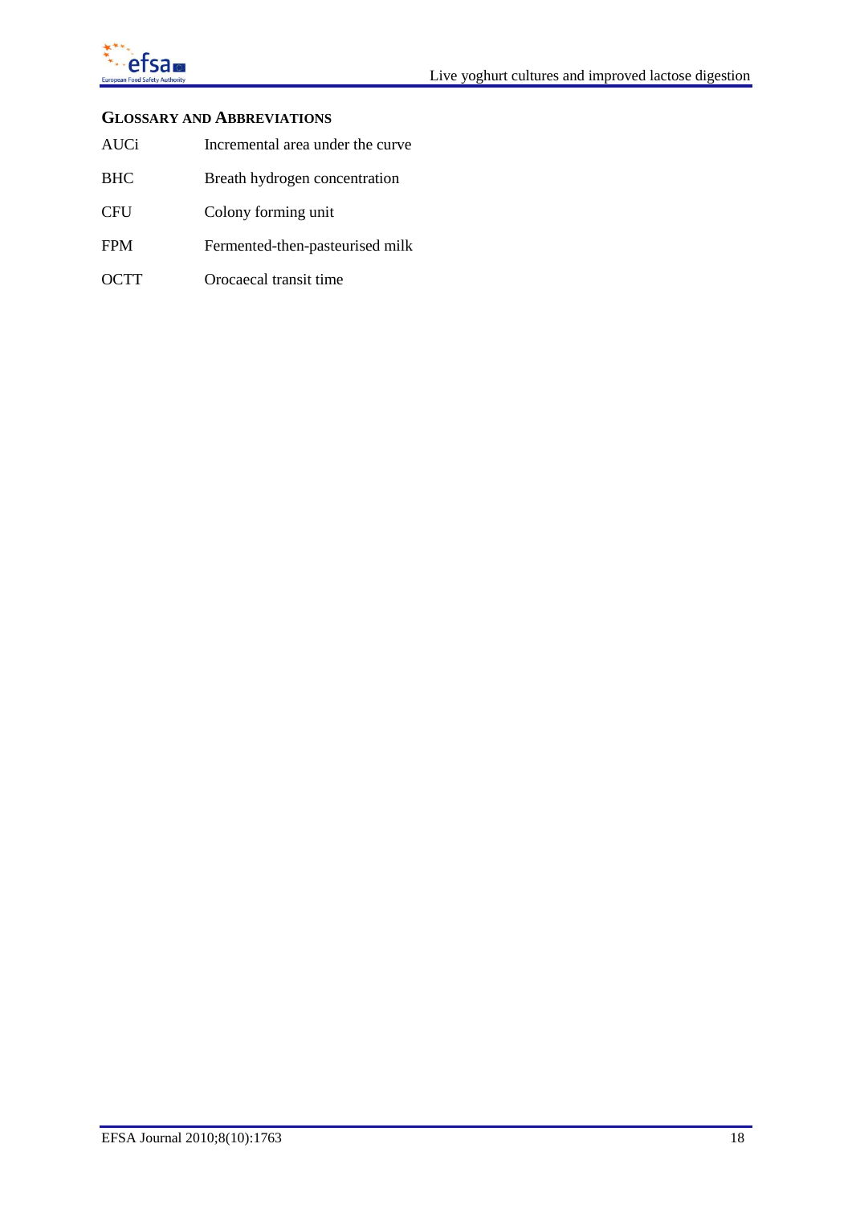## Glossary and Abbreviations

| | |
|---|---|
| AUCi | Incremental area under the curve |
| BHC | Breath hydrogen concentration |
| CFU | Colony forming unit |
| FPM | Fermented-then-pasteurised milk |
| OCTT | Orocaecal transit time |